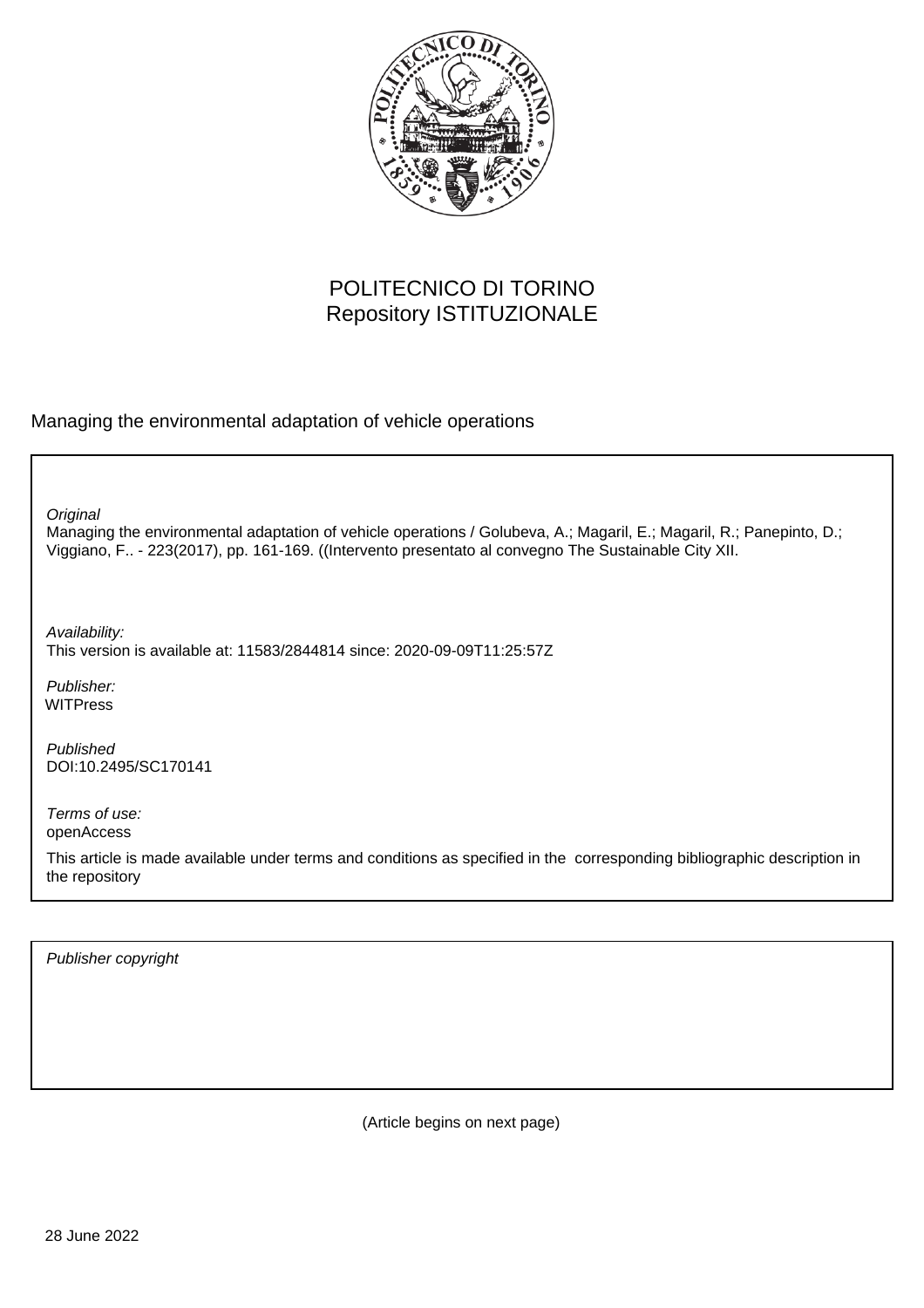POLITECNICO DI TORINO
Repository ISTITUZIONALE

Managing the environmental adaptation of vehicle operations

*Original*
Managing the environmental adaptation of vehicle operations / Golubeva, A.; Magaril, E.; Magaril, R.; Panepinto, D.; Viggiano, F.. - 223(2017), pp. 161-169. ((Intervento presentato al convegno The Sustainable City XII.

*Availability:*
This version is available at: 11583/2844814 since: 2020-09-09T11:25:57Z

*Publisher:*
WITPress

*Published*
DOI:10.2495/SC170141

*Terms of use:*
openAccess

This article is made available under terms and conditions as specified in the corresponding bibliographic description in the repository

*Publisher copyright*

(Article begins on next page)

28 June 2022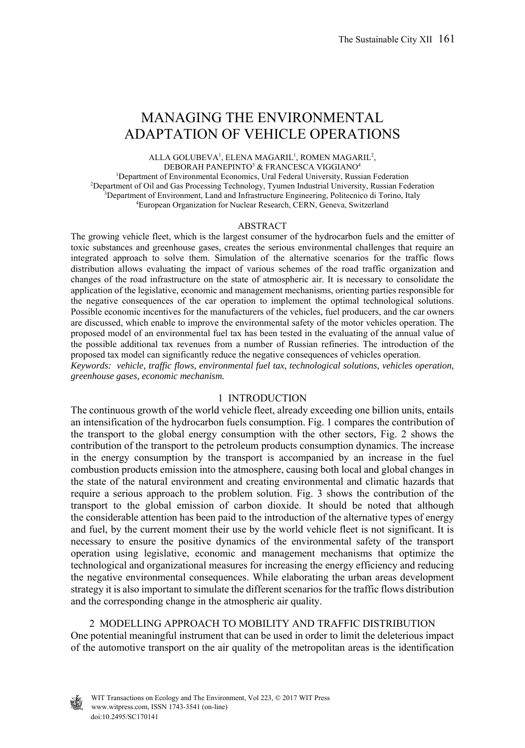# MANAGING THE ENVIRONMENTAL ADAPTATION OF VEHICLE OPERATIONS

ALLA GOLUBEVA[1], ELENA MAGARIL[1], ROMEN MAGARIL[2], DEBORAH PANEPINTO[3] & FRANCESCA VIGGIANO[4]

[1]Department of Environmental Economics, Ural Federal University, Russian Federation
[2]Department of Oil and Gas Processing Technology, Tyumen Industrial University, Russian Federation
[3]Department of Environment, Land and Infrastructure Engineering, Politecnico di Torino, Italy
[4]European Organization for Nuclear Research, CERN, Geneva, Switzerland

## ABSTRACT

The growing vehicle fleet, which is the largest consumer of the hydrocarbon fuels and the emitter of toxic substances and greenhouse gases, creates the serious environmental challenges that require an integrated approach to solve them. Simulation of the alternative scenarios for the traffic flows distribution allows evaluating the impact of various schemes of the road traffic organization and changes of the road infrastructure on the state of atmospheric air. It is necessary to consolidate the application of the legislative, economic and management mechanisms, orienting parties responsible for the negative consequences of the car operation to implement the optimal technological solutions. Possible economic incentives for the manufacturers of the vehicles, fuel producers, and the car owners are discussed, which enable to improve the environmental safety of the motor vehicles operation. The proposed model of an environmental fuel tax has been tested in the evaluating of the annual value of the possible additional tax revenues from a number of Russian refineries. The introduction of the proposed tax model can significantly reduce the negative consequences of vehicles operation.

*Keywords: vehicle, traffic flows, environmental fuel tax, technological solutions, vehicles operation, greenhouse gases, economic mechanism.*

## 1 INTRODUCTION

The continuous growth of the world vehicle fleet, already exceeding one billion units, entails an intensification of the hydrocarbon fuels consumption. Fig. 1 compares the contribution of the transport to the global energy consumption with the other sectors, Fig. 2 shows the contribution of the transport to the petroleum products consumption dynamics. The increase in the energy consumption by the transport is accompanied by an increase in the fuel combustion products emission into the atmosphere, causing both local and global changes in the state of the natural environment and creating environmental and climatic hazards that require a serious approach to the problem solution. Fig. 3 shows the contribution of the transport to the global emission of carbon dioxide. It should be noted that although the considerable attention has been paid to the introduction of the alternative types of energy and fuel, by the current moment their use by the world vehicle fleet is not significant. It is necessary to ensure the positive dynamics of the environmental safety of the transport operation using legislative, economic and management mechanisms that optimize the technological and organizational measures for increasing the energy efficiency and reducing the negative environmental consequences. While elaborating the urban areas development strategy it is also important to simulate the different scenarios for the traffic flows distribution and the corresponding change in the atmospheric air quality.

## 2 MODELLING APPROACH TO MOBILITY AND TRAFFIC DISTRIBUTION

One potential meaningful instrument that can be used in order to limit the deleterious impact of the automotive transport on the air quality of the metropolitan areas is the identification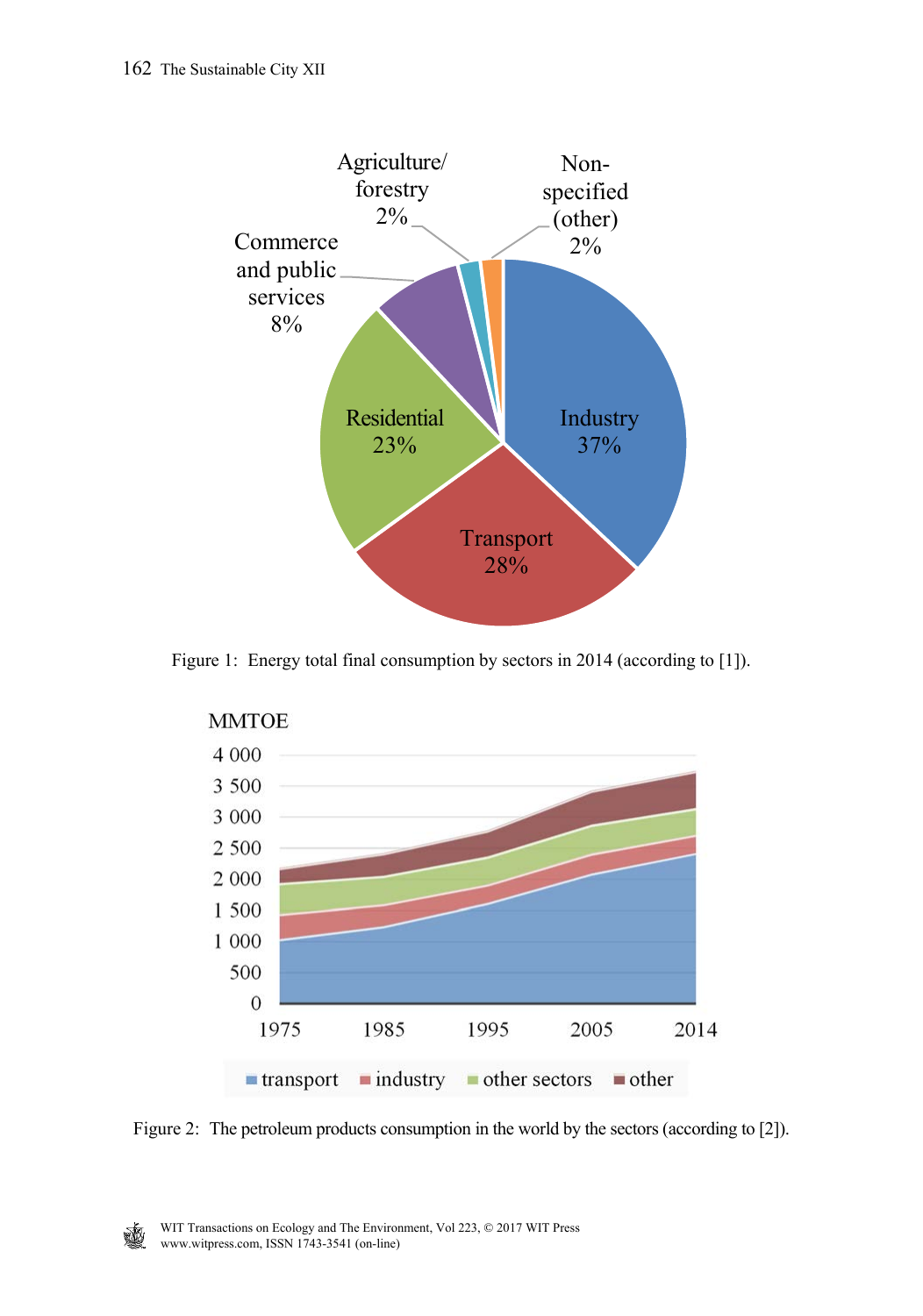Figure 1: Energy total final consumption by sectors in 2014 (according to [1]).

Figure 2: The petroleum products consumption in the world by the sectors (according to [2]).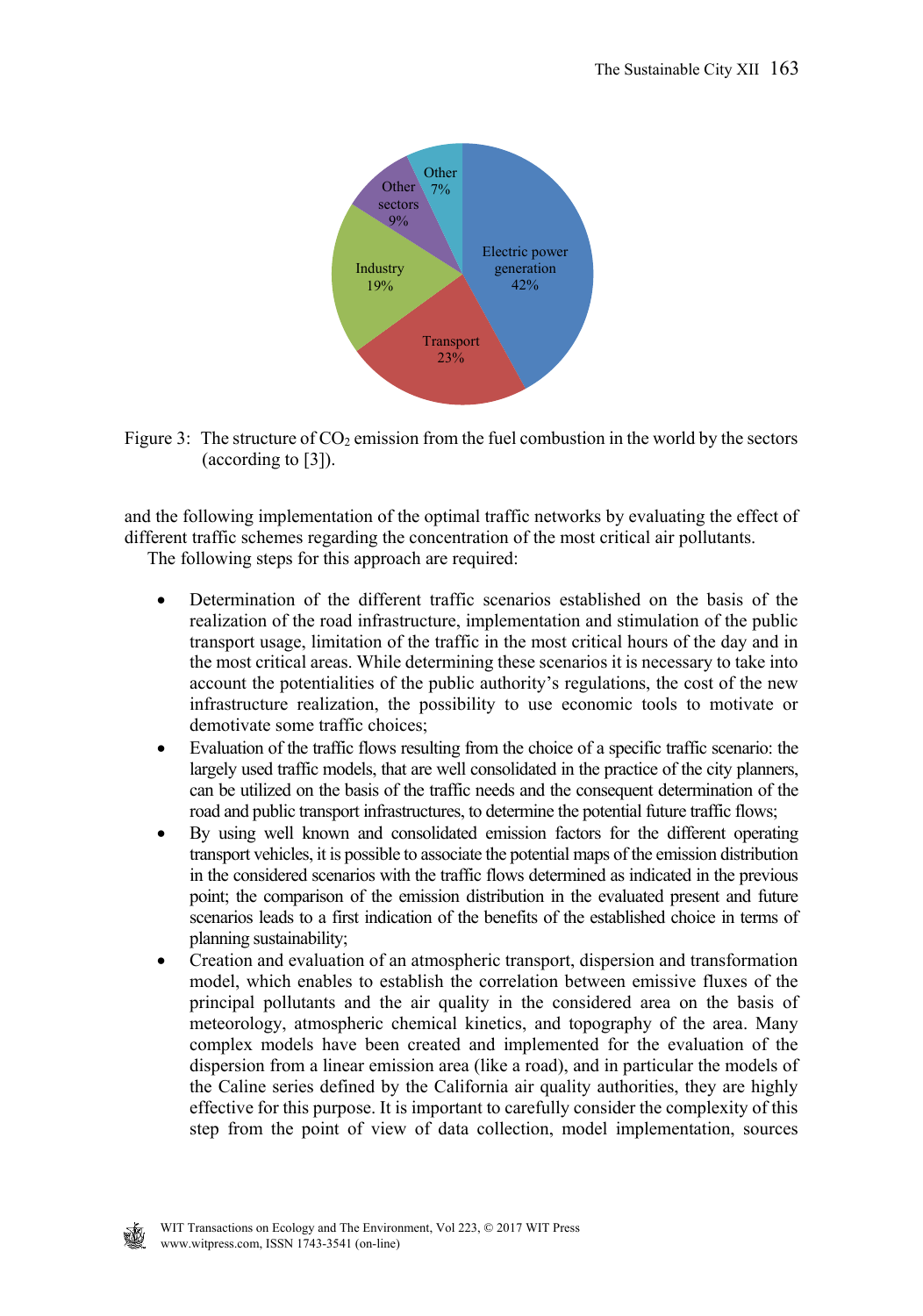Figure 3: The structure of $CO_2$ emission from the fuel combustion in the world by the sectors (according to [3]).

and the following implementation of the optimal traffic networks by evaluating the effect of different traffic schemes regarding the concentration of the most critical air pollutants.

The following steps for this approach are required:

- Determination of the different traffic scenarios established on the basis of the realization of the road infrastructure, implementation and stimulation of the public transport usage, limitation of the traffic in the most critical hours of the day and in the most critical areas. While determining these scenarios it is necessary to take into account the potentialities of the public authority's regulations, the cost of the new infrastructure realization, the possibility to use economic tools to motivate or demotivate some traffic choices;
- Evaluation of the traffic flows resulting from the choice of a specific traffic scenario: the largely used traffic models, that are well consolidated in the practice of the city planners, can be utilized on the basis of the traffic needs and the consequent determination of the road and public transport infrastructures, to determine the potential future traffic flows;
- By using well known and consolidated emission factors for the different operating transport vehicles, it is possible to associate the potential maps of the emission distribution in the considered scenarios with the traffic flows determined as indicated in the previous point; the comparison of the emission distribution in the evaluated present and future scenarios leads to a first indication of the benefits of the established choice in terms of planning sustainability;
- Creation and evaluation of an atmospheric transport, dispersion and transformation model, which enables to establish the correlation between emissive fluxes of the principal pollutants and the air quality in the considered area on the basis of meteorology, atmospheric chemical kinetics, and topography of the area. Many complex models have been created and implemented for the evaluation of the dispersion from a linear emission area (like a road), and in particular the models of the Caline series defined by the California air quality authorities, they are highly effective for this purpose. It is important to carefully consider the complexity of this step from the point of view of data collection, model implementation, sources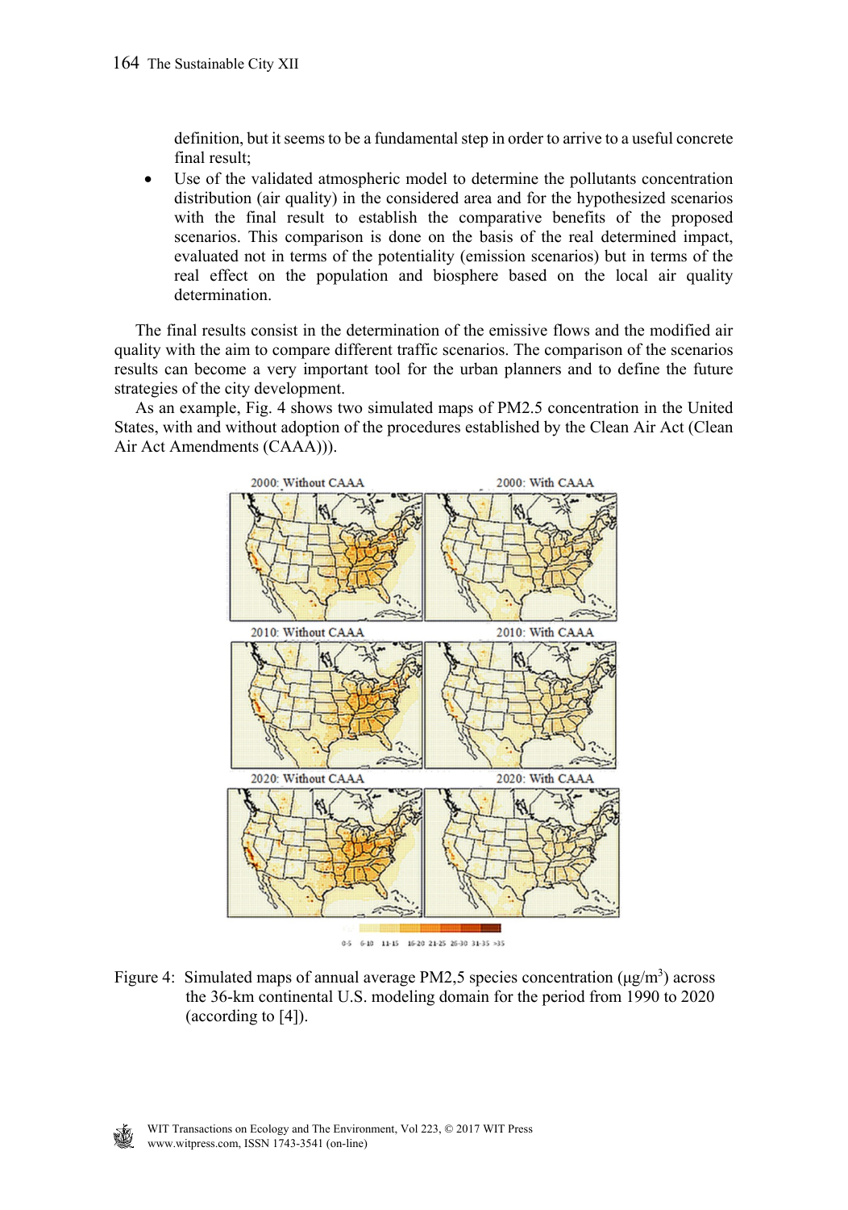definition, but it seems to be a fundamental step in order to arrive to a useful concrete final result;

- Use of the validated atmospheric model to determine the pollutants concentration distribution (air quality) in the considered area and for the hypothesized scenarios with the final result to establish the comparative benefits of the proposed scenarios. This comparison is done on the basis of the real determined impact, evaluated not in terms of the potentiality (emission scenarios) but in terms of the real effect on the population and biosphere based on the local air quality determination.

The final results consist in the determination of the emissive flows and the modified air quality with the aim to compare different traffic scenarios. The comparison of the scenarios results can become a very important tool for the urban planners and to define the future strategies of the city development.

As an example, Fig. 4 shows two simulated maps of PM2.5 concentration in the United States, with and without adoption of the procedures established by the Clean Air Act (Clean Air Act Amendments (CAAA)).

Figure 4: Simulated maps of annual average PM2,5 species concentration (μg/m$^3$) across the 36-km continental U.S. modeling domain for the period from 1990 to 2020 (according to [4]).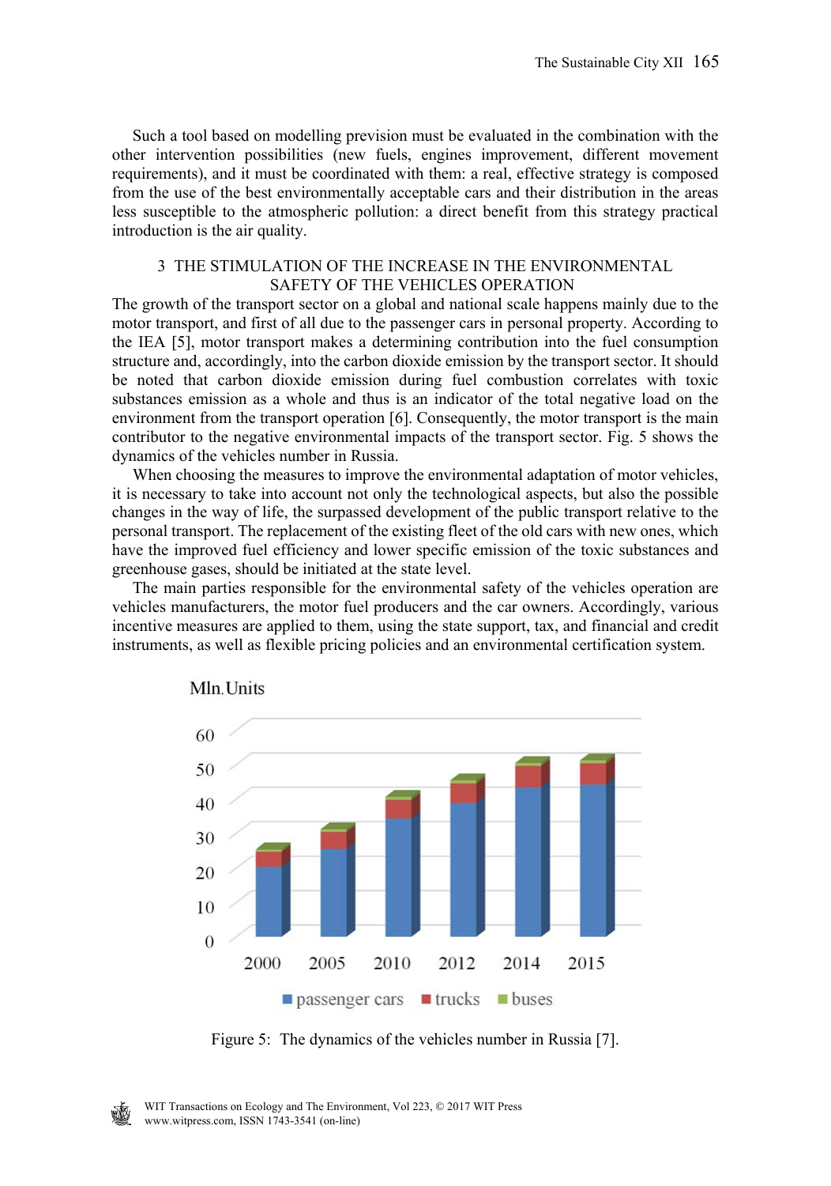Such a tool based on modelling prevision must be evaluated in the combination with the other intervention possibilities (new fuels, engines improvement, different movement requirements), and it must be coordinated with them: a real, effective strategy is composed from the use of the best environmentally acceptable cars and their distribution in the areas less susceptible to the atmospheric pollution: a direct benefit from this strategy practical introduction is the air quality.

## 3 THE STIMULATION OF THE INCREASE IN THE ENVIRONMENTAL SAFETY OF THE VEHICLES OPERATION

The growth of the transport sector on a global and national scale happens mainly due to the motor transport, and first of all due to the passenger cars in personal property. According to the IEA [5], motor transport makes a determining contribution into the fuel consumption structure and, accordingly, into the carbon dioxide emission by the transport sector. It should be noted that carbon dioxide emission during fuel combustion correlates with toxic substances emission as a whole and thus is an indicator of the total negative load on the environment from the transport operation [6]. Consequently, the motor transport is the main contributor to the negative environmental impacts of the transport sector. Fig. 5 shows the dynamics of the vehicles number in Russia.

When choosing the measures to improve the environmental adaptation of motor vehicles, it is necessary to take into account not only the technological aspects, but also the possible changes in the way of life, the surpassed development of the public transport relative to the personal transport. The replacement of the existing fleet of the old cars with new ones, which have the improved fuel efficiency and lower specific emission of the toxic substances and greenhouse gases, should be initiated at the state level.

The main parties responsible for the environmental safety of the vehicles operation are vehicles manufacturers, the motor fuel producers and the car owners. Accordingly, various incentive measures are applied to them, using the state support, tax, and financial and credit instruments, as well as flexible pricing policies and an environmental certification system.

Figure 5: The dynamics of the vehicles number in Russia [7].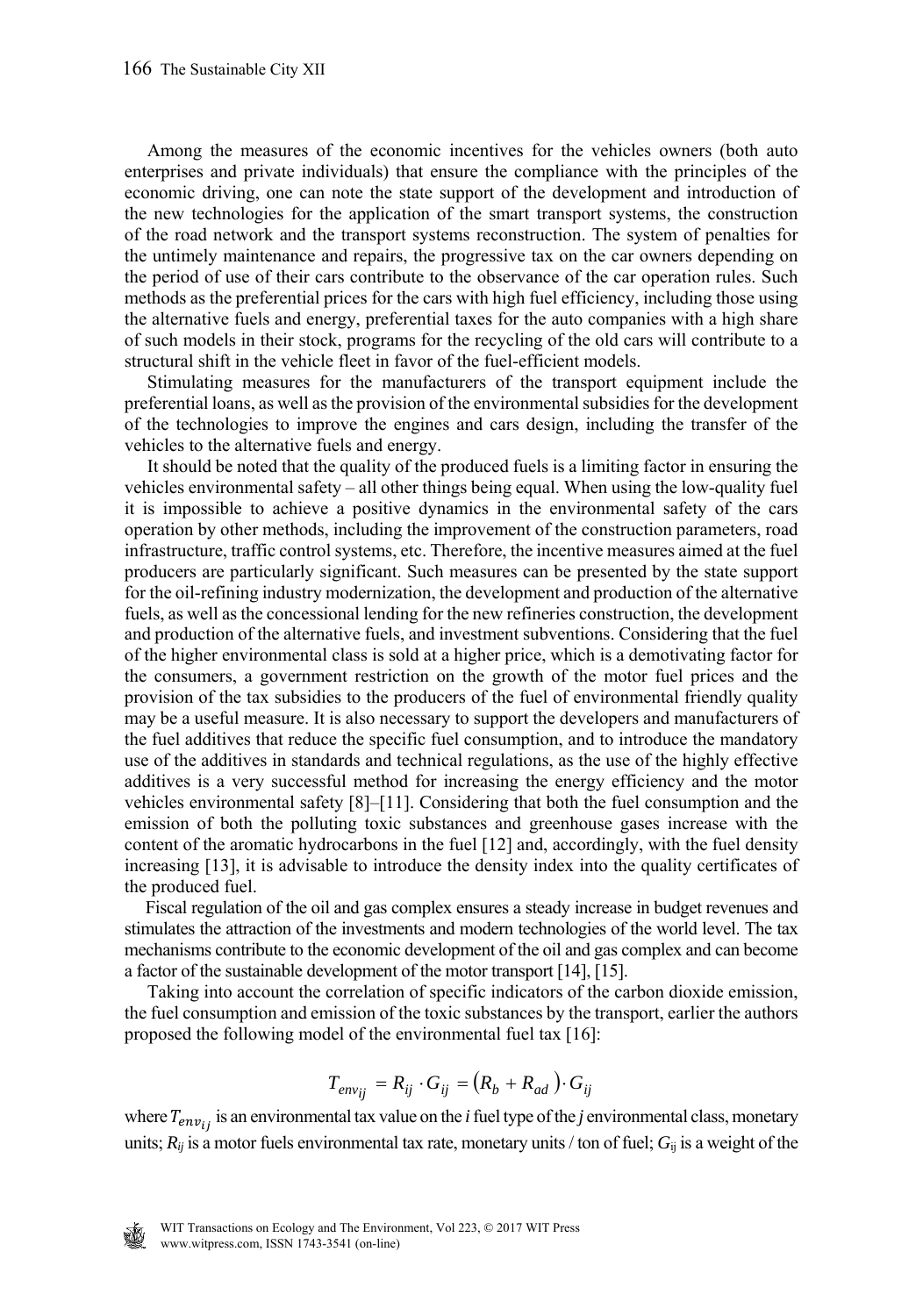Among the measures of the economic incentives for the vehicles owners (both auto enterprises and private individuals) that ensure the compliance with the principles of the economic driving, one can note the state support of the development and introduction of the new technologies for the application of the smart transport systems, the construction of the road network and the transport systems reconstruction. The system of penalties for the untimely maintenance and repairs, the progressive tax on the car owners depending on the period of use of their cars contribute to the observance of the car operation rules. Such methods as the preferential prices for the cars with high fuel efficiency, including those using the alternative fuels and energy, preferential taxes for the auto companies with a high share of such models in their stock, programs for the recycling of the old cars will contribute to a structural shift in the vehicle fleet in favor of the fuel-efficient models.

Stimulating measures for the manufacturers of the transport equipment include the preferential loans, as well as the provision of the environmental subsidies for the development of the technologies to improve the engines and cars design, including the transfer of the vehicles to the alternative fuels and energy.

It should be noted that the quality of the produced fuels is a limiting factor in ensuring the vehicles environmental safety – all other things being equal. When using the low-quality fuel it is impossible to achieve a positive dynamics in the environmental safety of the cars operation by other methods, including the improvement of the construction parameters, road infrastructure, traffic control systems, etc. Therefore, the incentive measures aimed at the fuel producers are particularly significant. Such measures can be presented by the state support for the oil-refining industry modernization, the development and production of the alternative fuels, as well as the concessional lending for the new refineries construction, the development and production of the alternative fuels, and investment subventions. Considering that the fuel of the higher environmental class is sold at a higher price, which is a demotivating factor for the consumers, a government restriction on the growth of the motor fuel prices and the provision of the tax subsidies to the producers of the fuel of environmental friendly quality may be a useful measure. It is also necessary to support the developers and manufacturers of the fuel additives that reduce the specific fuel consumption, and to introduce the mandatory use of the additives in standards and technical regulations, as the use of the highly effective additives is a very successful method for increasing the energy efficiency and the motor vehicles environmental safety [8]–[11]. Considering that both the fuel consumption and the emission of both the polluting toxic substances and greenhouse gases increase with the content of the aromatic hydrocarbons in the fuel [12] and, accordingly, with the fuel density increasing [13], it is advisable to introduce the density index into the quality certificates of the produced fuel.

Fiscal regulation of the oil and gas complex ensures a steady increase in budget revenues and stimulates the attraction of the investments and modern technologies of the world level. The tax mechanisms contribute to the economic development of the oil and gas complex and can become a factor of the sustainable development of the motor transport [14], [15].

Taking into account the correlation of specific indicators of the carbon dioxide emission, the fuel consumption and emission of the toxic substances by the transport, earlier the authors proposed the following model of the environmental fuel tax [16]:

$$T_{env_{ij}} = R_{ij} \cdot G_{ij} = \left(R_b + R_{ad}\right) \cdot G_{ij}$$

where $T_{env_{ij}}$ is an environmental tax value on the *i* fuel type of the *j* environmental class, monetary units; $R_{ij}$ is a motor fuels environmental tax rate, monetary units / ton of fuel; $G_{ij}$ is a weight of the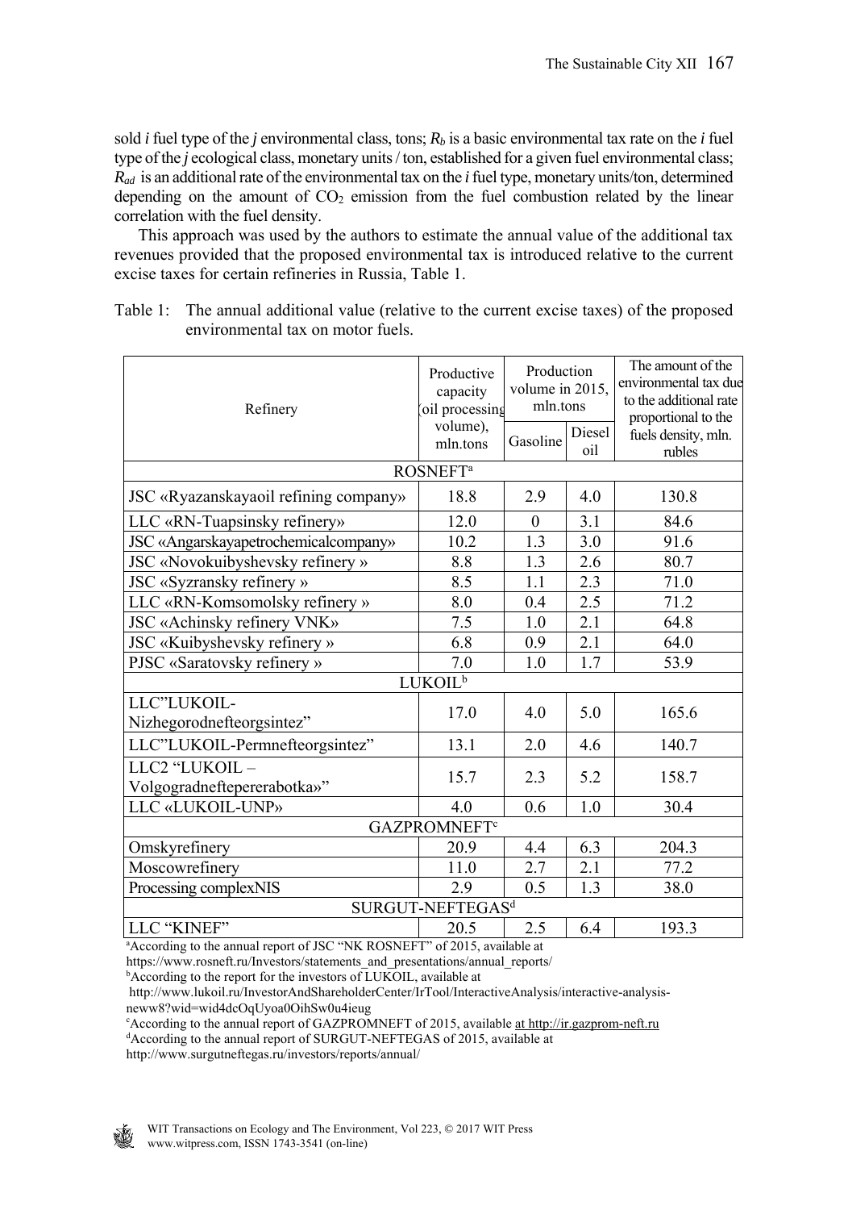sold *i* fuel type of the *j* environmental class, tons; $R_b$ is a basic environmental tax rate on the *i* fuel type of the *j* ecological class, monetary units / ton, established for a given fuel environmental class; $R_{ad}$ is an additional rate of the environmental tax on the *i* fuel type, monetary units/ton, determined depending on the amount of $CO_2$ emission from the fuel combustion related by the linear correlation with the fuel density.

This approach was used by the authors to estimate the annual value of the additional tax revenues provided that the proposed environmental tax is introduced relative to the current excise taxes for certain refineries in Russia, Table 1.

Table 1: The annual additional value (relative to the current excise taxes) of the proposed environmental tax on motor fuels.

| Refinery | Productive capacity (oil processing volume), mln.tons | Production volume in 2015, mln.tons | | The amount of the environmental tax due to the additional rate proportional to the fuels density, mln. rubles |
|---|---|---|---|---|
| | | Gasoline | Diesel oil | |
| ROSNEFT[a] | | | | |
| JSC «Ryazanskayaoil refining company» | 18.8 | 2.9 | 4.0 | 130.8 |
| LLC «RN-Tuapsinsky refinery» | 12.0 | 0 | 3.1 | 84.6 |
| JSC «Angarskayapetrochemicalcompany» | 10.2 | 1.3 | 3.0 | 91.6 |
| JSC «Novokuibyshevsky refinery » | 8.8 | 1.3 | 2.6 | 80.7 |
| JSC «Syzransky refinery » | 8.5 | 1.1 | 2.3 | 71.0 |
| LLC «RN-Komsomolsky refinery » | 8.0 | 0.4 | 2.5 | 71.2 |
| JSC «Achinsky refinery VNK» | 7.5 | 1.0 | 2.1 | 64.8 |
| JSC «Kuibyshevsky refinery » | 6.8 | 0.9 | 2.1 | 64.0 |
| PJSC «Saratovsky refinery » | 7.0 | 1.0 | 1.7 | 53.9 |
| LUKOIL[b] | | | | |
| LLC"LUKOIL-Nizhegorodnefteorgsintez" | 17.0 | 4.0 | 5.0 | 165.6 |
| LLC"LUKOIL-Permnefteorgsintez" | 13.1 | 2.0 | 4.6 | 140.7 |
| LLC2 "LUKOIL – Volgogradneftepererabotka»" | 15.7 | 2.3 | 5.2 | 158.7 |
| LLC «LUKOIL-UNP» | 4.0 | 0.6 | 1.0 | 30.4 |
| GAZPROMNEFT[c] | | | | |
| Omskyrefinery | 20.9 | 4.4 | 6.3 | 204.3 |
| Moscowrefinery | 11.0 | 2.7 | 2.1 | 77.2 |
| Processing complexNIS | 2.9 | 0.5 | 1.3 | 38.0 |
| SURGUT-NEFTEGAS[d] | | | | |
| LLC "KINEF" | 20.5 | 2.5 | 6.4 | 193.3 |

[a]According to the annual report of JSC "NK ROSNEFT" of 2015, available at https://www.rosneft.ru/Investors/statements_and_presentations/annual_reports/
[b]According to the report for the investors of LUKOIL, available at http://www.lukoil.ru/InvestorAndShareholderCenter/IrTool/InteractiveAnalysis/interactive-analysis-neww8?wid=wid4dcOqUyoa0OihSw0u4ieug
[c]According to the annual report of GAZPROMNEFT of 2015, available at http://ir.gazprom-neft.ru
[d]According to the annual report of SURGUT-NEFTEGAS of 2015, available at http://www.surgutneftegas.ru/investors/reports/annual/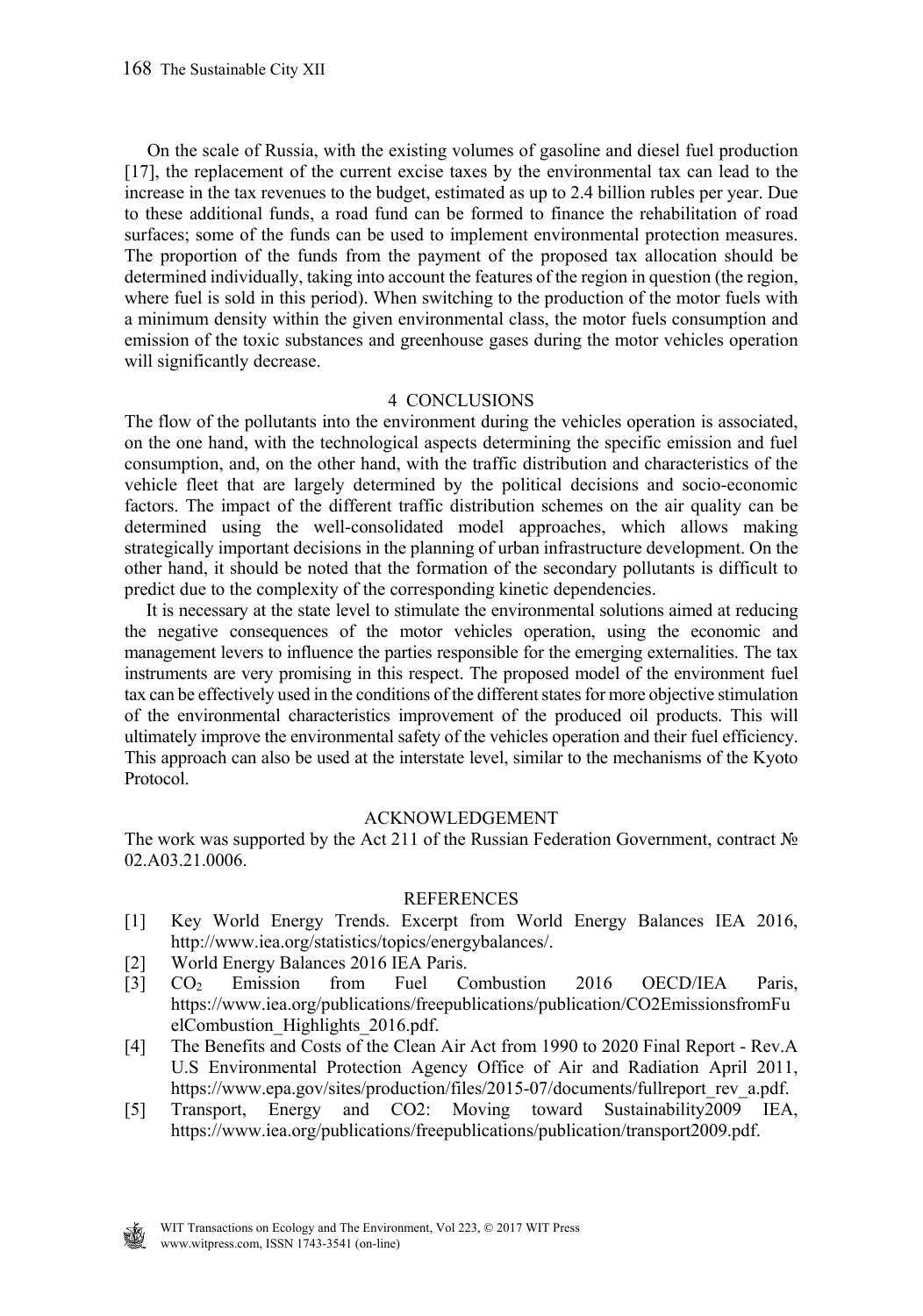On the scale of Russia, with the existing volumes of gasoline and diesel fuel production [17], the replacement of the current excise taxes by the environmental tax can lead to the increase in the tax revenues to the budget, estimated as up to 2.4 billion rubles per year. Due to these additional funds, a road fund can be formed to finance the rehabilitation of road surfaces; some of the funds can be used to implement environmental protection measures. The proportion of the funds from the payment of the proposed tax allocation should be determined individually, taking into account the features of the region in question (the region, where fuel is sold in this period). When switching to the production of the motor fuels with a minimum density within the given environmental class, the motor fuels consumption and emission of the toxic substances and greenhouse gases during the motor vehicles operation will significantly decrease.

## 4 CONCLUSIONS

The flow of the pollutants into the environment during the vehicles operation is associated, on the one hand, with the technological aspects determining the specific emission and fuel consumption, and, on the other hand, with the traffic distribution and characteristics of the vehicle fleet that are largely determined by the political decisions and socio-economic factors. The impact of the different traffic distribution schemes on the air quality can be determined using the well-consolidated model approaches, which allows making strategically important decisions in the planning of urban infrastructure development. On the other hand, it should be noted that the formation of the secondary pollutants is difficult to predict due to the complexity of the corresponding kinetic dependencies.

It is necessary at the state level to stimulate the environmental solutions aimed at reducing the negative consequences of the motor vehicles operation, using the economic and management levers to influence the parties responsible for the emerging externalities. The tax instruments are very promising in this respect. The proposed model of the environment fuel tax can be effectively used in the conditions of the different states for more objective stimulation of the environmental characteristics improvement of the produced oil products. This will ultimately improve the environmental safety of the vehicles operation and their fuel efficiency. This approach can also be used at the interstate level, similar to the mechanisms of the Kyoto Protocol.

## ACKNOWLEDGEMENT

The work was supported by the Act 211 of the Russian Federation Government, contract № 02.A03.21.0006.

## REFERENCES

[1] Key World Energy Trends. Excerpt from World Energy Balances IEA 2016, http://www.iea.org/statistics/topics/energybalances/.

[2] World Energy Balances 2016 IEA Paris.

[3] $CO_2$ Emission from Fuel Combustion 2016 OECD/IEA Paris, https://www.iea.org/publications/freepublications/publication/CO2EmissionsfromFuelCombustion_Highlights_2016.pdf.

[4] The Benefits and Costs of the Clean Air Act from 1990 to 2020 Final Report - Rev.A U.S Environmental Protection Agency Office of Air and Radiation April 2011, https://www.epa.gov/sites/production/files/2015-07/documents/fullreport_rev_a.pdf.

[5] Transport, Energy and CO2: Moving toward Sustainability2009 IEA, https://www.iea.org/publications/freepublications/publication/transport2009.pdf.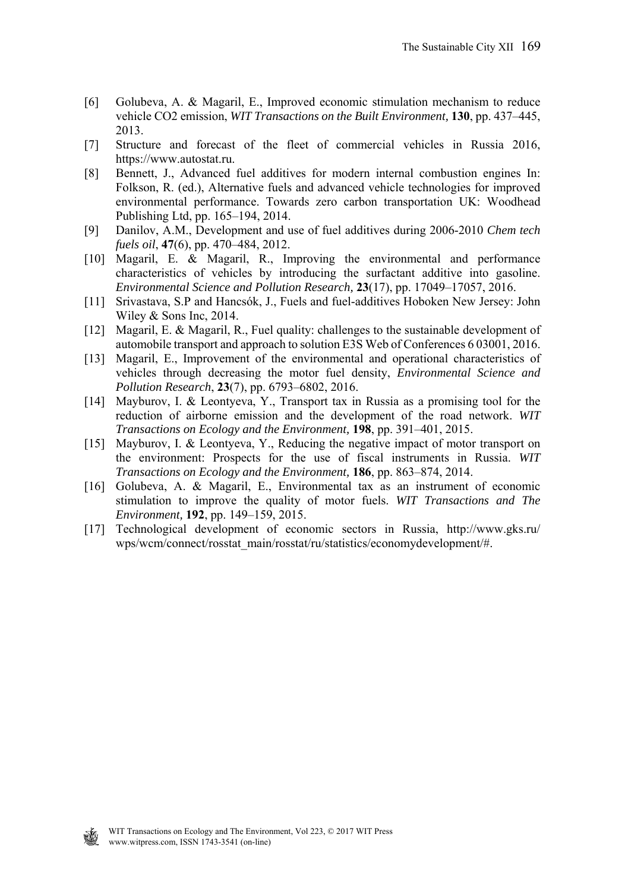[6] Golubeva, A. & Magaril, E., Improved economic stimulation mechanism to reduce vehicle CO2 emission, *WIT Transactions on the Built Environment,* **130**, pp. 437–445, 2013.

[7] Structure and forecast of the fleet of commercial vehicles in Russia 2016, https://www.autostat.ru.

[8] Bennett, J., Advanced fuel additives for modern internal combustion engines In: Folkson, R. (ed.), Alternative fuels and advanced vehicle technologies for improved environmental performance. Towards zero carbon transportation UK: Woodhead Publishing Ltd, pp. 165–194, 2014.

[9] Danilov, A.M., Development and use of fuel additives during 2006-2010 *Chem tech fuels oil*, **47**(6), pp. 470–484, 2012.

[10] Magaril, E. & Magaril, R., Improving the environmental and performance characteristics of vehicles by introducing the surfactant additive into gasoline. *Environmental Science and Pollution Research,* **23**(17), pp. 17049–17057, 2016.

[11] Srivastava, S.P and Hancsók, J., Fuels and fuel-additives Hoboken New Jersey: John Wiley & Sons Inc, 2014.

[12] Magaril, E. & Magaril, R., Fuel quality: challenges to the sustainable development of automobile transport and approach to solution E3S Web of Conferences 6 03001, 2016.

[13] Magaril, E., Improvement of the environmental and operational characteristics of vehicles through decreasing the motor fuel density, *Environmental Science and Pollution Research*, **23**(7), pp. 6793–6802, 2016.

[14] Mayburov, I. & Leontyeva, Y., Transport tax in Russia as a promising tool for the reduction of airborne emission and the development of the road network. *WIT Transactions on Ecology and the Environment,* **198**, pp. 391–401, 2015.

[15] Mayburov, I. & Leontyeva, Y., Reducing the negative impact of motor transport on the environment: Prospects for the use of fiscal instruments in Russia. *WIT Transactions on Ecology and the Environment,* **186**, pp. 863–874, 2014.

[16] Golubeva, A. & Magaril, E., Environmental tax as an instrument of economic stimulation to improve the quality of motor fuels. *WIT Transactions and The Environment,* **192**, pp. 149–159, 2015.

[17] Technological development of economic sectors in Russia, http://www.gks.ru/wps/wcm/connect/rosstat_main/rosstat/ru/statistics/economydevelopment/#.